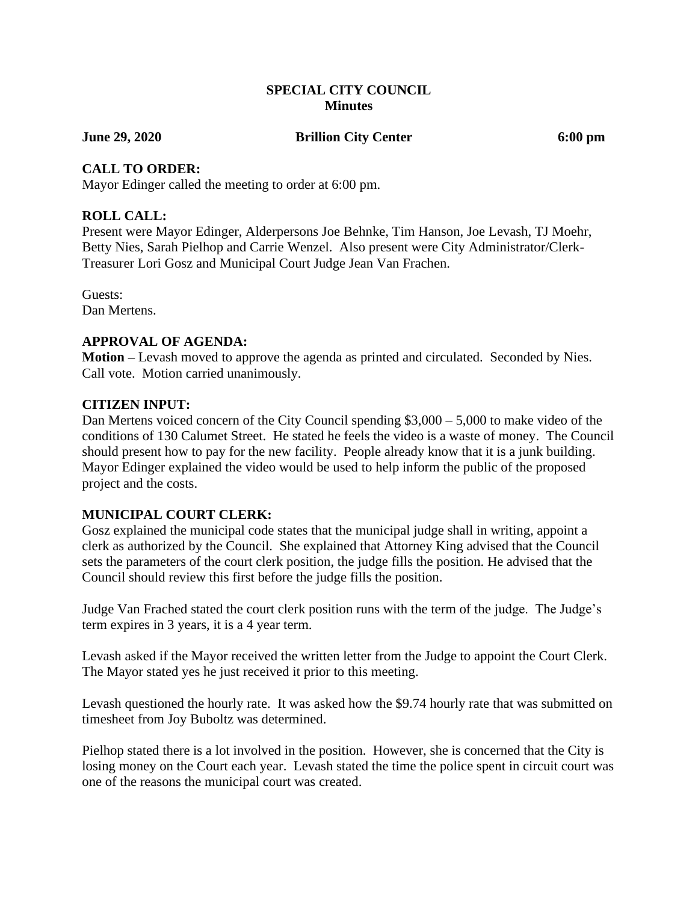# SPECIAL CITY COUNCIL
## Minutes

**June 29, 2020** **Brillion City Center** **6:00 pm**

### CALL TO ORDER:

Mayor Edinger called the meeting to order at 6:00 pm.

### ROLL CALL:

Present were Mayor Edinger, Alderpersons Joe Behnke, Tim Hanson, Joe Levash, TJ Moehr, Betty Nies, Sarah Pielhop and Carrie Wenzel. Also present were City Administrator/Clerk-Treasurer Lori Gosz and Municipal Court Judge Jean Van Frachen.

Guests:
Dan Mertens.

### APPROVAL OF AGENDA:

**Motion –** Levash moved to approve the agenda as printed and circulated. Seconded by Nies. Call vote. Motion carried unanimously.

### CITIZEN INPUT:

Dan Mertens voiced concern of the City Council spending $3,000 – 5,000 to make video of the conditions of 130 Calumet Street. He stated he feels the video is a waste of money. The Council should present how to pay for the new facility. People already know that it is a junk building. Mayor Edinger explained the video would be used to help inform the public of the proposed project and the costs.

### MUNICIPAL COURT CLERK:

Gosz explained the municipal code states that the municipal judge shall in writing, appoint a clerk as authorized by the Council. She explained that Attorney King advised that the Council sets the parameters of the court clerk position, the judge fills the position. He advised that the Council should review this first before the judge fills the position.

Judge Van Frached stated the court clerk position runs with the term of the judge. The Judge's term expires in 3 years, it is a 4 year term.

Levash asked if the Mayor received the written letter from the Judge to appoint the Court Clerk. The Mayor stated yes he just received it prior to this meeting.

Levash questioned the hourly rate. It was asked how the $9.74 hourly rate that was submitted on timesheet from Joy Buboltz was determined.

Pielhop stated there is a lot involved in the position. However, she is concerned that the City is losing money on the Court each year. Levash stated the time the police spent in circuit court was one of the reasons the municipal court was created.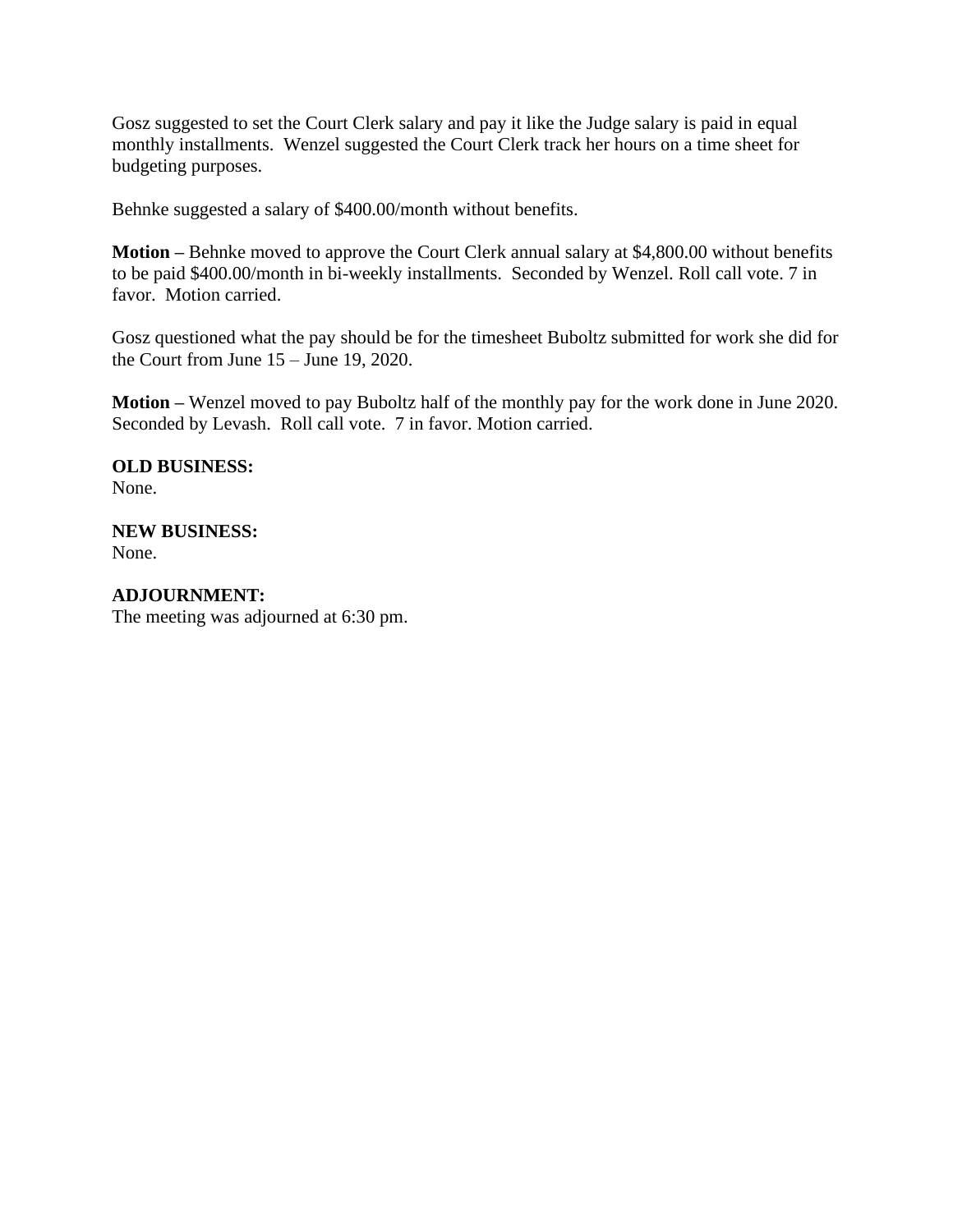Gosz suggested to set the Court Clerk salary and pay it like the Judge salary is paid in equal monthly installments. Wenzel suggested the Court Clerk track her hours on a time sheet for budgeting purposes.

Behnke suggested a salary of $400.00/month without benefits.

**Motion –** Behnke moved to approve the Court Clerk annual salary at $4,800.00 without benefits to be paid $400.00/month in bi-weekly installments. Seconded by Wenzel. Roll call vote. 7 in favor. Motion carried.

Gosz questioned what the pay should be for the timesheet Buboltz submitted for work she did for the Court from June 15 – June 19, 2020.

**Motion –** Wenzel moved to pay Buboltz half of the monthly pay for the work done in June 2020. Seconded by Levash. Roll call vote. 7 in favor. Motion carried.

**OLD BUSINESS:**
None.

**NEW BUSINESS:**
None.

**ADJOURNMENT:**
The meeting was adjourned at 6:30 pm.